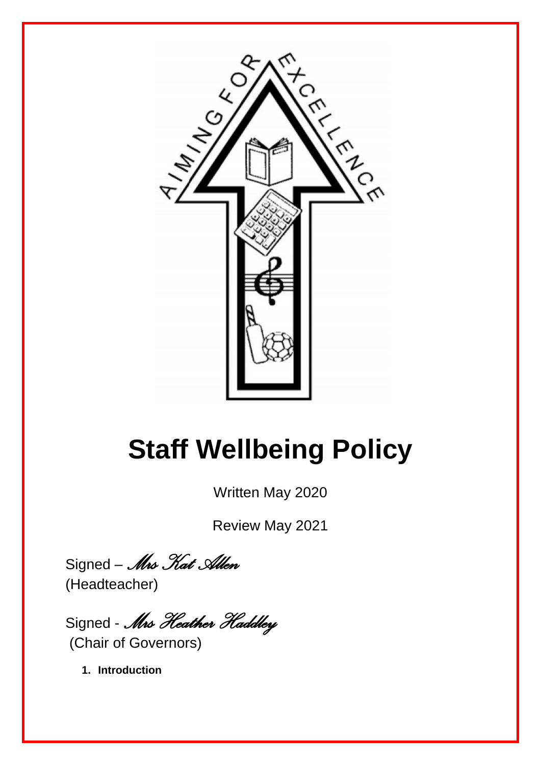# Staff Wellbeing Policy

Written May 2020

Review May 2021

Signed – *Mrs Kat Allen*
(Headteacher)

Signed - *Mrs Heather Haddley*
(Chair of Governors)

1. **Introduction**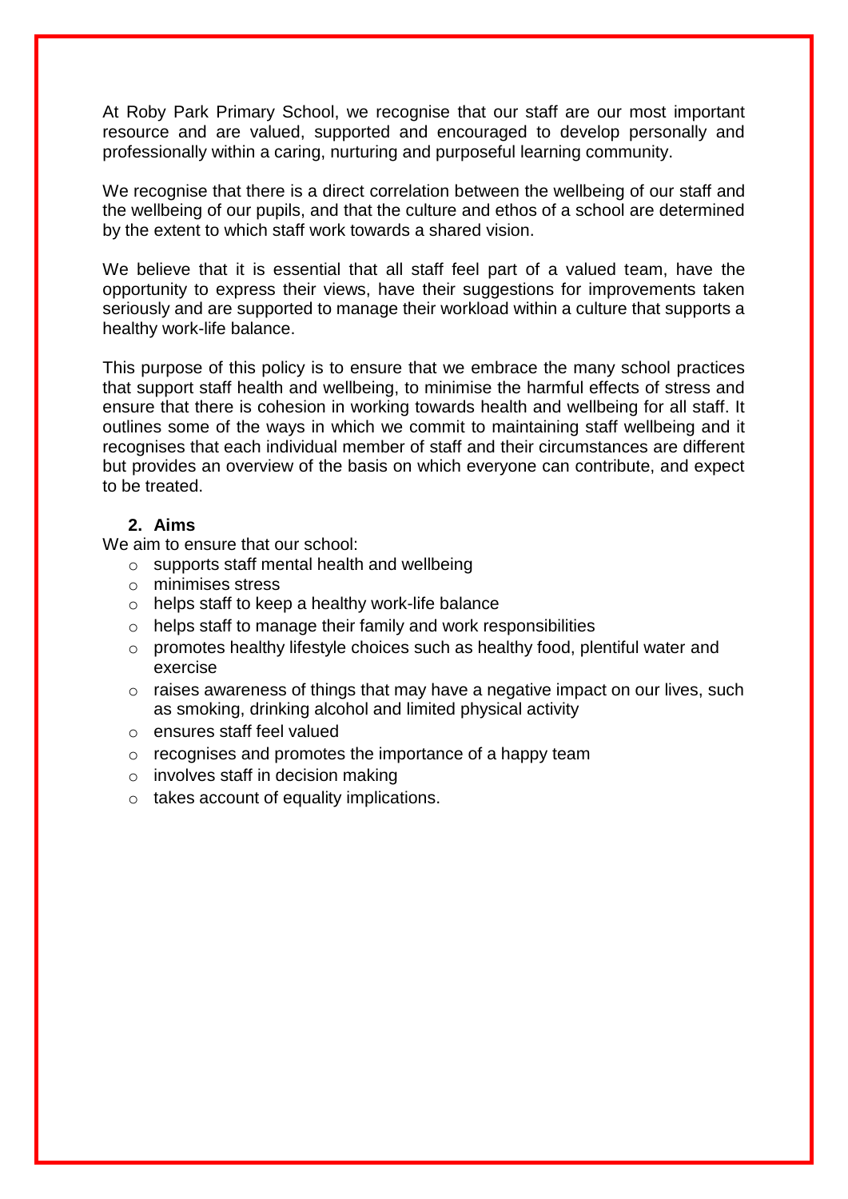At Roby Park Primary School, we recognise that our staff are our most important resource and are valued, supported and encouraged to develop personally and professionally within a caring, nurturing and purposeful learning community.

We recognise that there is a direct correlation between the wellbeing of our staff and the wellbeing of our pupils, and that the culture and ethos of a school are determined by the extent to which staff work towards a shared vision.

We believe that it is essential that all staff feel part of a valued team, have the opportunity to express their views, have their suggestions for improvements taken seriously and are supported to manage their workload within a culture that supports a healthy work-life balance.

This purpose of this policy is to ensure that we embrace the many school practices that support staff health and wellbeing, to minimise the harmful effects of stress and ensure that there is cohesion in working towards health and wellbeing for all staff. It outlines some of the ways in which we commit to maintaining staff wellbeing and it recognises that each individual member of staff and their circumstances are different but provides an overview of the basis on which everyone can contribute, and expect to be treated.

## 2. Aims

We aim to ensure that our school:

- supports staff mental health and wellbeing
- minimises stress
- helps staff to keep a healthy work-life balance
- helps staff to manage their family and work responsibilities
- promotes healthy lifestyle choices such as healthy food, plentiful water and exercise
- raises awareness of things that may have a negative impact on our lives, such as smoking, drinking alcohol and limited physical activity
- ensures staff feel valued
- recognises and promotes the importance of a happy team
- involves staff in decision making
- takes account of equality implications.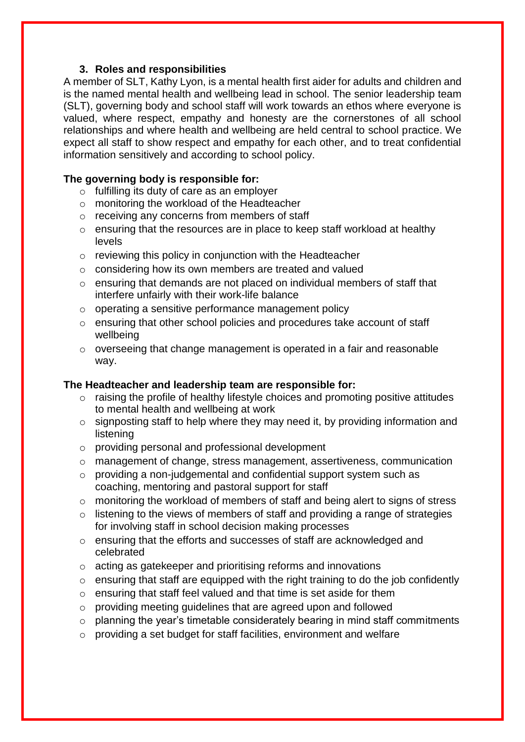## 3. Roles and responsibilities

A member of SLT, Kathy Lyon, is a mental health first aider for adults and children and is the named mental health and wellbeing lead in school. The senior leadership team (SLT), governing body and school staff will work towards an ethos where everyone is valued, where respect, empathy and honesty are the cornerstones of all school relationships and where health and wellbeing are held central to school practice. We expect all staff to show respect and empathy for each other, and to treat confidential information sensitively and according to school policy.

**The governing body is responsible for:**

- fulfilling its duty of care as an employer
- monitoring the workload of the Headteacher
- receiving any concerns from members of staff
- ensuring that the resources are in place to keep staff workload at healthy levels
- reviewing this policy in conjunction with the Headteacher
- considering how its own members are treated and valued
- ensuring that demands are not placed on individual members of staff that interfere unfairly with their work-life balance
- operating a sensitive performance management policy
- ensuring that other school policies and procedures take account of staff wellbeing
- overseeing that change management is operated in a fair and reasonable way.

**The Headteacher and leadership team are responsible for:**

- raising the profile of healthy lifestyle choices and promoting positive attitudes to mental health and wellbeing at work
- signposting staff to help where they may need it, by providing information and listening
- providing personal and professional development
- management of change, stress management, assertiveness, communication
- providing a non-judgemental and confidential support system such as coaching, mentoring and pastoral support for staff
- monitoring the workload of members of staff and being alert to signs of stress
- listening to the views of members of staff and providing a range of strategies for involving staff in school decision making processes
- ensuring that the efforts and successes of staff are acknowledged and celebrated
- acting as gatekeeper and prioritising reforms and innovations
- ensuring that staff are equipped with the right training to do the job confidently
- ensuring that staff feel valued and that time is set aside for them
- providing meeting guidelines that are agreed upon and followed
- planning the year's timetable considerately bearing in mind staff commitments
- providing a set budget for staff facilities, environment and welfare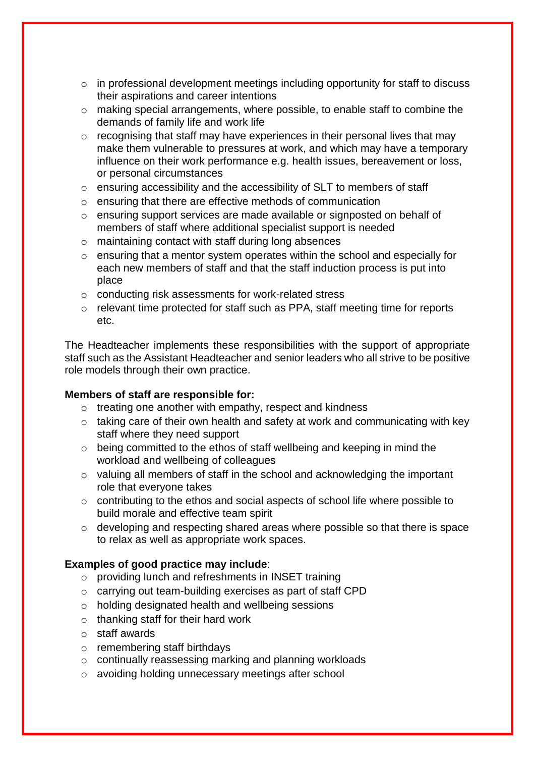- in professional development meetings including opportunity for staff to discuss their aspirations and career intentions
- making special arrangements, where possible, to enable staff to combine the demands of family life and work life
- recognising that staff may have experiences in their personal lives that may make them vulnerable to pressures at work, and which may have a temporary influence on their work performance e.g. health issues, bereavement or loss, or personal circumstances
- ensuring accessibility and the accessibility of SLT to members of staff
- ensuring that there are effective methods of communication
- ensuring support services are made available or signposted on behalf of members of staff where additional specialist support is needed
- maintaining contact with staff during long absences
- ensuring that a mentor system operates within the school and especially for each new members of staff and that the staff induction process is put into place
- conducting risk assessments for work-related stress
- relevant time protected for staff such as PPA, staff meeting time for reports etc.

The Headteacher implements these responsibilities with the support of appropriate staff such as the Assistant Headteacher and senior leaders who all strive to be positive role models through their own practice.

**Members of staff are responsible for:**

- treating one another with empathy, respect and kindness
- taking care of their own health and safety at work and communicating with key staff where they need support
- being committed to the ethos of staff wellbeing and keeping in mind the workload and wellbeing of colleagues
- valuing all members of staff in the school and acknowledging the important role that everyone takes
- contributing to the ethos and social aspects of school life where possible to build morale and effective team spirit
- developing and respecting shared areas where possible so that there is space to relax as well as appropriate work spaces.

**Examples of good practice may include**:

- providing lunch and refreshments in INSET training
- carrying out team-building exercises as part of staff CPD
- holding designated health and wellbeing sessions
- thanking staff for their hard work
- staff awards
- remembering staff birthdays
- continually reassessing marking and planning workloads
- avoiding holding unnecessary meetings after school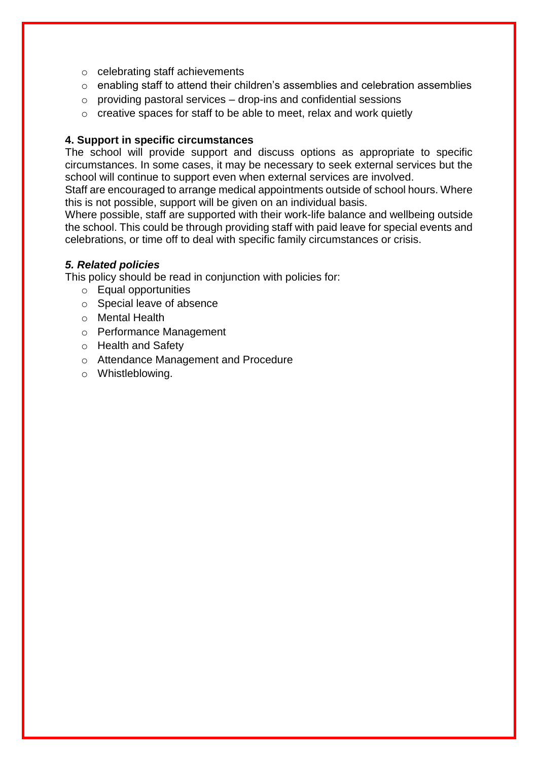- celebrating staff achievements
- enabling staff to attend their children's assemblies and celebration assemblies
- providing pastoral services – drop-ins and confidential sessions
- creative spaces for staff to be able to meet, relax and work quietly

**4. Support in specific circumstances**

The school will provide support and discuss options as appropriate to specific circumstances. In some cases, it may be necessary to seek external services but the school will continue to support even when external services are involved.

Staff are encouraged to arrange medical appointments outside of school hours. Where this is not possible, support will be given on an individual basis.

Where possible, staff are supported with their work-life balance and wellbeing outside the school. This could be through providing staff with paid leave for special events and celebrations, or time off to deal with specific family circumstances or crisis.

***5. Related policies***

This policy should be read in conjunction with policies for:

- Equal opportunities
- Special leave of absence
- Mental Health
- Performance Management
- Health and Safety
- Attendance Management and Procedure
- Whistleblowing.